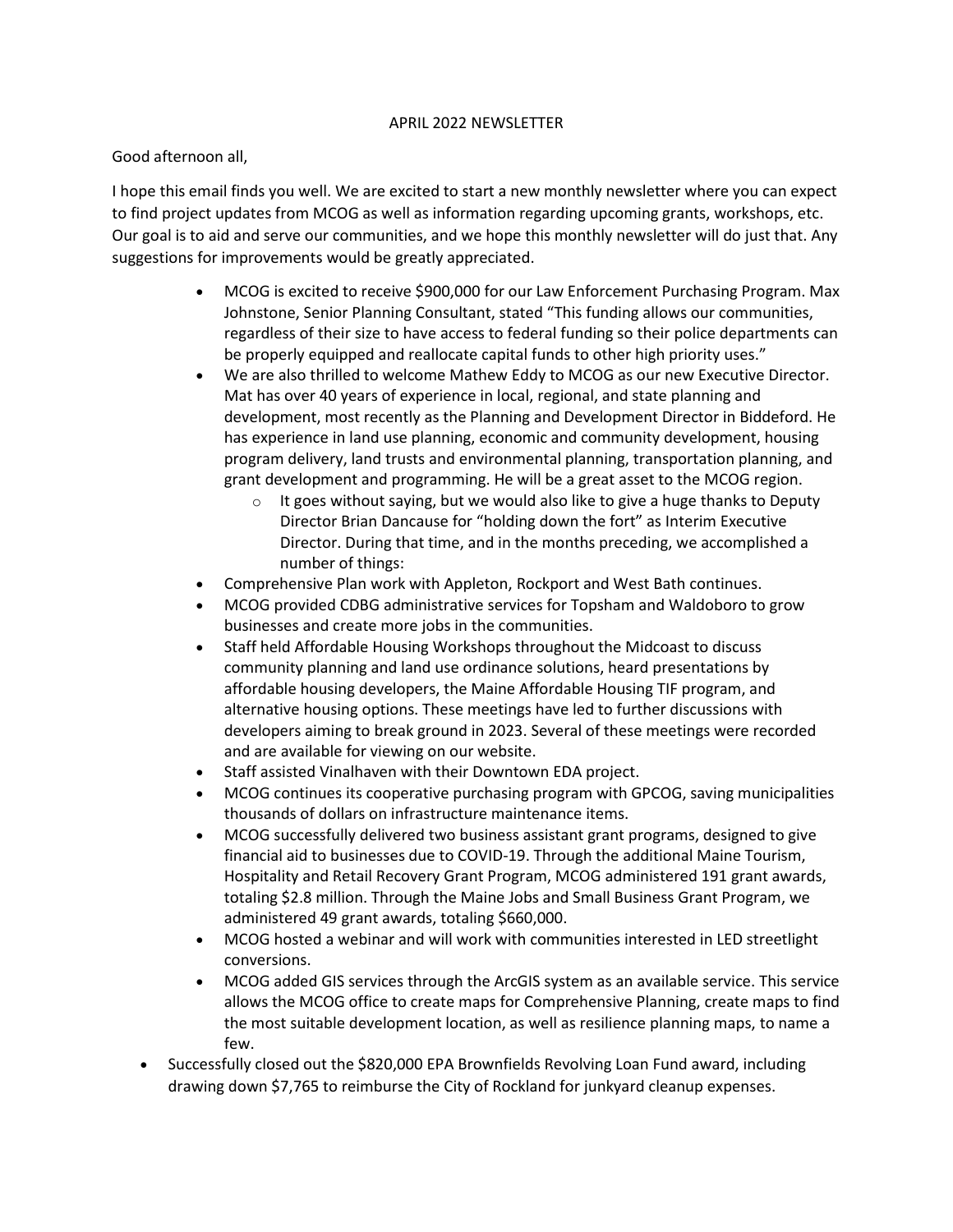APRIL 2022 NEWSLETTER

Good afternoon all,

I hope this email finds you well. We are excited to start a new monthly newsletter where you can expect to find project updates from MCOG as well as information regarding upcoming grants, workshops, etc. Our goal is to aid and serve our communities, and we hope this monthly newsletter will do just that. Any suggestions for improvements would be greatly appreciated.

- MCOG is excited to receive $900,000 for our Law Enforcement Purchasing Program. Max Johnstone, Senior Planning Consultant, stated "This funding allows our communities, regardless of their size to have access to federal funding so their police departments can be properly equipped and reallocate capital funds to other high priority uses."
- We are also thrilled to welcome Mathew Eddy to MCOG as our new Executive Director. Mat has over 40 years of experience in local, regional, and state planning and development, most recently as the Planning and Development Director in Biddeford. He has experience in land use planning, economic and community development, housing program delivery, land trusts and environmental planning, transportation planning, and grant development and programming. He will be a great asset to the MCOG region.
    - It goes without saying, but we would also like to give a huge thanks to Deputy Director Brian Dancause for "holding down the fort" as Interim Executive Director. During that time, and in the months preceding, we accomplished a number of things:
- Comprehensive Plan work with Appleton, Rockport and West Bath continues.
- MCOG provided CDBG administrative services for Topsham and Waldoboro to grow businesses and create more jobs in the communities.
- Staff held Affordable Housing Workshops throughout the Midcoast to discuss community planning and land use ordinance solutions, heard presentations by affordable housing developers, the Maine Affordable Housing TIF program, and alternative housing options. These meetings have led to further discussions with developers aiming to break ground in 2023. Several of these meetings were recorded and are available for viewing on our website.
- Staff assisted Vinalhaven with their Downtown EDA project.
- MCOG continues its cooperative purchasing program with GPCOG, saving municipalities thousands of dollars on infrastructure maintenance items.
- MCOG successfully delivered two business assistant grant programs, designed to give financial aid to businesses due to COVID-19. Through the additional Maine Tourism, Hospitality and Retail Recovery Grant Program, MCOG administered 191 grant awards, totaling $2.8 million. Through the Maine Jobs and Small Business Grant Program, we administered 49 grant awards, totaling $660,000.
- MCOG hosted a webinar and will work with communities interested in LED streetlight conversions.
- MCOG added GIS services through the ArcGIS system as an available service. This service allows the MCOG office to create maps for Comprehensive Planning, create maps to find the most suitable development location, as well as resilience planning maps, to name a few.

- Successfully closed out the $820,000 EPA Brownfields Revolving Loan Fund award, including drawing down $7,765 to reimburse the City of Rockland for junkyard cleanup expenses.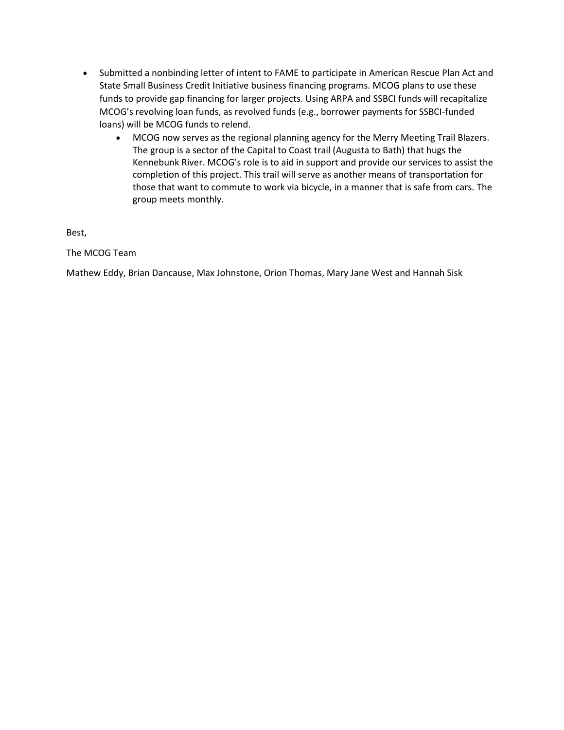- Submitted a nonbinding letter of intent to FAME to participate in American Rescue Plan Act and State Small Business Credit Initiative business financing programs. MCOG plans to use these funds to provide gap financing for larger projects. Using ARPA and SSBCI funds will recapitalize MCOG's revolving loan funds, as revolved funds (e.g., borrower payments for SSBCI-funded loans) will be MCOG funds to relend.
    - MCOG now serves as the regional planning agency for the Merry Meeting Trail Blazers. The group is a sector of the Capital to Coast trail (Augusta to Bath) that hugs the Kennebunk River. MCOG's role is to aid in support and provide our services to assist the completion of this project. This trail will serve as another means of transportation for those that want to commute to work via bicycle, in a manner that is safe from cars. The group meets monthly.

Best,

The MCOG Team

Mathew Eddy, Brian Dancause, Max Johnstone, Orion Thomas, Mary Jane West and Hannah Sisk